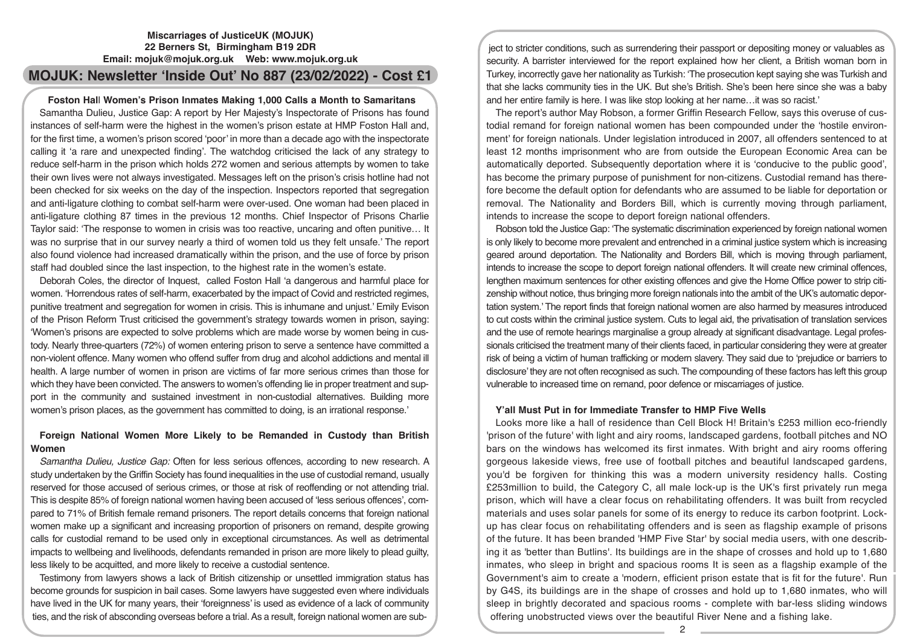**Miscarriages of JusticeUK (MOJUK)**
**22 Berners St, Birmingham B19 2DR**
**Email: mojuk@mojuk.org.uk Web: www.mojuk.org.uk**

# MOJUK: Newsletter 'Inside Out' No 887 (23/02/2022) - Cost £1

## Foston Hall Women's Prison Inmates Making 1,000 Calls a Month to Samaritans

Samantha Dulieu, Justice Gap: A report by Her Majesty's Inspectorate of Prisons has found instances of self-harm were the highest in the women's prison estate at HMP Foston Hall and, for the first time, a women's prison scored 'poor' in more than a decade ago with the inspectorate calling it 'a rare and unexpected finding'. The watchdog criticised the lack of any strategy to reduce self-harm in the prison which holds 272 women and serious attempts by women to take their own lives were not always investigated. Messages left on the prison's crisis hotline had not been checked for six weeks on the day of the inspection. Inspectors reported that segregation and anti-ligature clothing to combat self-harm were over-used. One woman had been placed in anti-ligature clothing 87 times in the previous 12 months. Chief Inspector of Prisons Charlie Taylor said: 'The response to women in crisis was too reactive, uncaring and often punitive… It was no surprise that in our survey nearly a third of women told us they felt unsafe.' The report also found violence had increased dramatically within the prison, and the use of force by prison staff had doubled since the last inspection, to the highest rate in the women's estate.

Deborah Coles, the director of Inquest, called Foston Hall 'a dangerous and harmful place for women. 'Horrendous rates of self-harm, exacerbated by the impact of Covid and restricted regimes, punitive treatment and segregation for women in crisis. This is inhumane and unjust.' Emily Evison of the Prison Reform Trust criticised the government's strategy towards women in prison, saying: 'Women's prisons are expected to solve problems which are made worse by women being in custody. Nearly three-quarters (72%) of women entering prison to serve a sentence have committed a non-violent offence. Many women who offend suffer from drug and alcohol addictions and mental ill health. A large number of women in prison are victims of far more serious crimes than those for which they have been convicted. The answers to women's offending lie in proper treatment and support in the community and sustained investment in non-custodial alternatives. Building more women's prison places, as the government has committed to doing, is an irrational response.'

## Foreign National Women More Likely to be Remanded in Custody than British Women

*Samantha Dulieu, Justice Gap:* Often for less serious offences, according to new research. A study undertaken by the Griffin Society has found inequalities in the use of custodial remand, usually reserved for those accused of serious crimes, or those at risk of reoffending or not attending trial. This is despite 85% of foreign national women having been accused of 'less serious offences', compared to 71% of British female remand prisoners. The report details concerns that foreign national women make up a significant and increasing proportion of prisoners on remand, despite growing calls for custodial remand to be used only in exceptional circumstances. As well as detrimental impacts to wellbeing and livelihoods, defendants remanded in prison are more likely to plead guilty, less likely to be acquitted, and more likely to receive a custodial sentence.

Testimony from lawyers shows a lack of British citizenship or unsettled immigration status has become grounds for suspicion in bail cases. Some lawyers have suggested even where individuals have lived in the UK for many years, their 'foreignness' is used as evidence of a lack of community ties, and the risk of absconding overseas before a trial. As a result, foreign national women are subject to stricter conditions, such as surrendering their passport or depositing money or valuables as security. A barrister interviewed for the report explained how her client, a British woman born in Turkey, incorrectly gave her nationality as Turkish: 'The prosecution kept saying she was Turkish and that she lacks community ties in the UK. But she's British. She's been here since she was a baby and her entire family is here. I was like stop looking at her name…it was so racist.'

The report's author May Robson, a former Griffin Research Fellow, says this overuse of custodial remand for foreign national women has been compounded under the 'hostile environment' for foreign nationals. Under legislation introduced in 2007, all offenders sentenced to at least 12 months imprisonment who are from outside the European Economic Area can be automatically deported. Subsequently deportation where it is 'conducive to the public good', has become the primary purpose of punishment for non-citizens. Custodial remand has therefore become the default option for defendants who are assumed to be liable for deportation or removal. The Nationality and Borders Bill, which is currently moving through parliament, intends to increase the scope to deport foreign national offenders.

Robson told the Justice Gap: 'The systematic discrimination experienced by foreign national women is only likely to become more prevalent and entrenched in a criminal justice system which is increasing geared around deportation. The Nationality and Borders Bill, which is moving through parliament, intends to increase the scope to deport foreign national offenders. It will create new criminal offences, lengthen maximum sentences for other existing offences and give the Home Office power to strip citizenship without notice, thus bringing more foreign nationals into the ambit of the UK's automatic deportation system.' The report finds that foreign national women are also harmed by measures introduced to cut costs within the criminal justice system. Cuts to legal aid, the privatisation of translation services and the use of remote hearings marginalise a group already at significant disadvantage. Legal professionals criticised the treatment many of their clients faced, in particular considering they were at greater risk of being a victim of human trafficking or modern slavery. They said due to 'prejudice or barriers to disclosure' they are not often recognised as such. The compounding of these factors has left this group vulnerable to increased time on remand, poor defence or miscarriages of justice.

## Y'all Must Put in for Immediate Transfer to HMP Five Wells

Looks more like a hall of residence than Cell Block H! Britain's £253 million eco-friendly 'prison of the future' with light and airy rooms, landscaped gardens, football pitches and NO bars on the windows has welcomed its first inmates. With bright and airy rooms offering gorgeous lakeside views, free use of football pitches and beautiful landscaped gardens, you'd be forgiven for thinking this was a modern university residency halls. Costing £253million to build, the Category C, all male lock-up is the UK's first privately run mega prison, which will have a clear focus on rehabilitating offenders. It was built from recycled materials and uses solar panels for some of its energy to reduce its carbon footprint. Lock-up has clear focus on rehabilitating offenders and is seen as flagship example of prisons of the future. It has been branded 'HMP Five Star' by social media users, with one describing it as 'better than Butlins'. Its buildings are in the shape of crosses and hold up to 1,680 inmates, who sleep in bright and spacious rooms It is seen as a flagship example of the Government's aim to create a 'modern, efficient prison estate that is fit for the future'. Run by G4S, its buildings are in the shape of crosses and hold up to 1,680 inmates, who will sleep in brightly decorated and spacious rooms - complete with bar-less sliding windows offering unobstructed views over the beautiful River Nene and a fishing lake.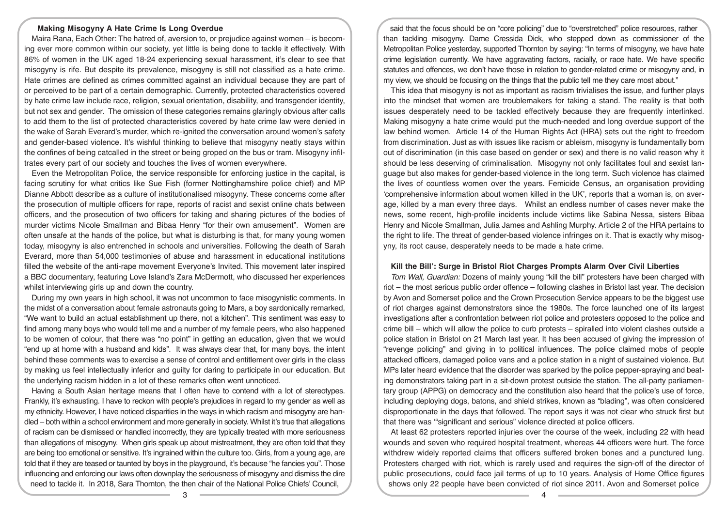## Making Misogyny A Hate Crime Is Long Overdue

Maira Rana, Each Other: The hatred of, aversion to, or prejudice against women – is becoming ever more common within our society, yet little is being done to tackle it effectively. With 86% of women in the UK aged 18-24 experiencing sexual harassment, it's clear to see that misogyny is rife. But despite its prevalence, misogyny is still not classified as a hate crime. Hate crimes are defined as crimes committed against an individual because they are part of or perceived to be part of a certain demographic. Currently, protected characteristics covered by hate crime law include race, religion, sexual orientation, disability, and transgender identity, but not sex and gender. The omission of these categories remains glaringly obvious after calls to add them to the list of protected characteristics covered by hate crime law were denied in the wake of Sarah Everard's murder, which re-ignited the conversation around women's safety and gender-based violence. It's wishful thinking to believe that misogyny neatly stays within the confines of being catcalled in the street or being groped on the bus or tram. Misogyny infiltrates every part of our society and touches the lives of women everywhere.

Even the Metropolitan Police, the service responsible for enforcing justice in the capital, is facing scrutiny for what critics like Sue Fish (former Nottinghamshire police chief) and MP Dianne Abbott describe as a culture of institutionalised misogyny. These concerns come after the prosecution of multiple officers for rape, reports of racist and sexist online chats between officers, and the prosecution of two officers for taking and sharing pictures of the bodies of murder victims Nicole Smallman and Bibaa Henry "for their own amusement". Women are often unsafe at the hands of the police, but what is disturbing is that, for many young women today, misogyny is also entrenched in schools and universities. Following the death of Sarah Everard, more than 54,000 testimonies of abuse and harassment in educational institutions filled the website of the anti-rape movement Everyone's Invited. This movement later inspired a BBC documentary, featuring Love Island's Zara McDermott, who discussed her experiences whilst interviewing girls up and down the country.

During my own years in high school, it was not uncommon to face misogynistic comments. In the midst of a conversation about female astronauts going to Mars, a boy sardonically remarked, "We want to build an actual establishment up there, not a kitchen". This sentiment was easy to find among many boys who would tell me and a number of my female peers, who also happened to be women of colour, that there was "no point" in getting an education, given that we would "end up at home with a husband and kids". It was always clear that, for many boys, the intent behind these comments was to exercise a sense of control and entitlement over girls in the class by making us feel intellectually inferior and guilty for daring to participate in our education. But the underlying racism hidden in a lot of these remarks often went unnoticed.

Having a South Asian heritage means that I often have to contend with a lot of stereotypes. Frankly, it's exhausting. I have to reckon with people's prejudices in regard to my gender as well as my ethnicity. However, I have noticed disparities in the ways in which racism and misogyny are handled – both within a school environment and more generally in society. Whilst it's true that allegations of racism can be dismissed or handled incorrectly, they are typically treated with more seriousness than allegations of misogyny. When girls speak up about mistreatment, they are often told that they are being too emotional or sensitive. It's ingrained within the culture too. Girls, from a young age, are told that if they are teased or taunted by boys in the playground, it's because "he fancies you". Those influencing and enforcing our laws often downplay the seriousness of misogyny and dismiss the dire need to tackle it. In 2018, Sara Thornton, the then chair of the National Police Chiefs' Council, said that the focus should be on "core policing" due to "overstretched" police resources, rather than tackling misogyny. Dame Cressida Dick, who stepped down as commissioner of the Metropolitan Police yesterday, supported Thornton by saying: "In terms of misogyny, we have hate crime legislation currently. We have aggravating factors, racially, or race hate. We have specific statutes and offences, we don't have those in relation to gender-related crime or misogyny and, in my view, we should be focusing on the things that the public tell me they care most about."

This idea that misogyny is not as important as racism trivialises the issue, and further plays into the mindset that women are troublemakers for taking a stand. The reality is that both issues desperately need to be tackled effectively because they are frequently interlinked. Making misogyny a hate crime would put the much-needed and long overdue support of the law behind women. Article 14 of the Human Rights Act (HRA) sets out the right to freedom from discrimination. Just as with issues like racism or ableism, misogyny is fundamentally born out of discrimination (in this case based on gender or sex) and there is no valid reason why it should be less deserving of criminalisation. Misogyny not only facilitates foul and sexist language but also makes for gender-based violence in the long term. Such violence has claimed the lives of countless women over the years. Femicide Census, an organisation providing 'comprehensive information about women killed in the UK', reports that a woman is, on average, killed by a man every three days. Whilst an endless number of cases never make the news, some recent, high-profile incidents include victims like Sabina Nessa, sisters Bibaa Henry and Nicole Smallman, Julia James and Ashling Murphy. Article 2 of the HRA pertains to the right to life. The threat of gender-based violence infringes on it. That is exactly why misogyny, its root cause, desperately needs to be made a hate crime.

## Kill the Bill': Surge in Bristol Riot Charges Prompts Alarm Over Civil Liberties

*Tom Wall, Guardian:* Dozens of mainly young "kill the bill" protesters have been charged with riot – the most serious public order offence – following clashes in Bristol last year. The decision by Avon and Somerset police and the Crown Prosecution Service appears to be the biggest use of riot charges against demonstrators since the 1980s. The force launched one of its largest investigations after a confrontation between riot police and protesters opposed to the police and crime bill – which will allow the police to curb protests – spiralled into violent clashes outside a police station in Bristol on 21 March last year. It has been accused of giving the impression of "revenge policing" and giving in to political influences. The police claimed mobs of people attacked officers, damaged police vans and a police station in a night of sustained violence. But MPs later heard evidence that the disorder was sparked by the police pepper-spraying and beating demonstrators taking part in a sit-down protest outside the station. The all-party parliamentary group (APPG) on democracy and the constitution also heard that the police's use of force, including deploying dogs, batons, and shield strikes, known as "blading", was often considered disproportionate in the days that followed. The report says it was not clear who struck first but that there was '"significant and serious" violence directed at police officers.

At least 62 protesters reported injuries over the course of the week, including 22 with head wounds and seven who required hospital treatment, whereas 44 officers were hurt. The force withdrew widely reported claims that officers suffered broken bones and a punctured lung. Protesters charged with riot, which is rarely used and requires the sign-off of the director of public prosecutions, could face jail terms of up to 10 years. Analysis of Home Office figures shows only 22 people have been convicted of riot since 2011. Avon and Somerset police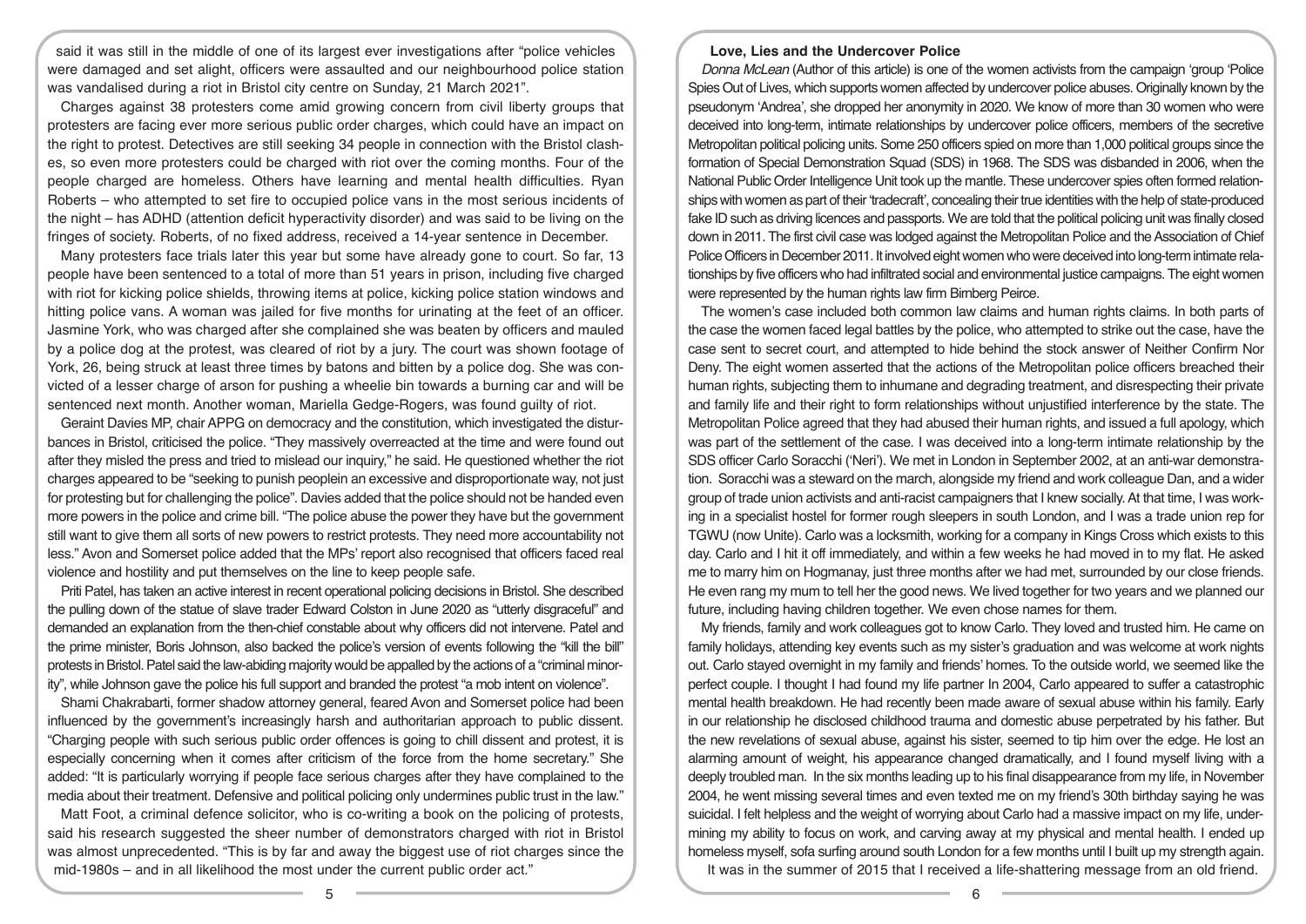said it was still in the middle of one of its largest ever investigations after "police vehicles were damaged and set alight, officers were assaulted and our neighbourhood police station was vandalised during a riot in Bristol city centre on Sunday, 21 March 2021".

Charges against 38 protesters come amid growing concern from civil liberty groups that protesters are facing ever more serious public order charges, which could have an impact on the right to protest. Detectives are still seeking 34 people in connection with the Bristol clashes, so even more protesters could be charged with riot over the coming months. Four of the people charged are homeless. Others have learning and mental health difficulties. Ryan Roberts – who attempted to set fire to occupied police vans in the most serious incidents of the night – has ADHD (attention deficit hyperactivity disorder) and was said to be living on the fringes of society. Roberts, of no fixed address, received a 14-year sentence in December.

Many protesters face trials later this year but some have already gone to court. So far, 13 people have been sentenced to a total of more than 51 years in prison, including five charged with riot for kicking police shields, throwing items at police, kicking police station windows and hitting police vans. A woman was jailed for five months for urinating at the feet of an officer. Jasmine York, who was charged after she complained she was beaten by officers and mauled by a police dog at the protest, was cleared of riot by a jury. The court was shown footage of York, 26, being struck at least three times by batons and bitten by a police dog. She was convicted of a lesser charge of arson for pushing a wheelie bin towards a burning car and will be sentenced next month. Another woman, Mariella Gedge-Rogers, was found guilty of riot.

Geraint Davies MP, chair APPG on democracy and the constitution, which investigated the disturbances in Bristol, criticised the police. "They massively overreacted at the time and were found out after they misled the press and tried to mislead our inquiry," he said. He questioned whether the riot charges appeared to be "seeking to punish peoplein an excessive and disproportionate way, not just for protesting but for challenging the police". Davies added that the police should not be handed even more powers in the police and crime bill. "The police abuse the power they have but the government still want to give them all sorts of new powers to restrict protests. They need more accountability not less." Avon and Somerset police added that the MPs' report also recognised that officers faced real violence and hostility and put themselves on the line to keep people safe.

Priti Patel, has taken an active interest in recent operational policing decisions in Bristol. She described the pulling down of the statue of slave trader Edward Colston in June 2020 as "utterly disgraceful" and demanded an explanation from the then-chief constable about why officers did not intervene. Patel and the prime minister, Boris Johnson, also backed the police's version of events following the "kill the bill" protests in Bristol. Patel said the law-abiding majority would be appalled by the actions of a "criminal minority", while Johnson gave the police his full support and branded the protest "a mob intent on violence".

Shami Chakrabarti, former shadow attorney general, feared Avon and Somerset police had been influenced by the government's increasingly harsh and authoritarian approach to public dissent. "Charging people with such serious public order offences is going to chill dissent and protest, it is especially concerning when it comes after criticism of the force from the home secretary." She added: "It is particularly worrying if people face serious charges after they have complained to the media about their treatment. Defensive and political policing only undermines public trust in the law."

Matt Foot, a criminal defence solicitor, who is co-writing a book on the policing of protests, said his research suggested the sheer number of demonstrators charged with riot in Bristol was almost unprecedented. "This is by far and away the biggest use of riot charges since the mid-1980s – and in all likelihood the most under the current public order act."

## Love, Lies and the Undercover Police

*Donna McLean* (Author of this article) is one of the women activists from the campaign 'group 'Police Spies Out of Lives, which supports women affected by undercover police abuses. Originally known by the pseudonym 'Andrea', she dropped her anonymity in 2020. We know of more than 30 women who were deceived into long-term, intimate relationships by undercover police officers, members of the secretive Metropolitan political policing units. Some 250 officers spied on more than 1,000 political groups since the formation of Special Demonstration Squad (SDS) in 1968. The SDS was disbanded in 2006, when the National Public Order Intelligence Unit took up the mantle. These undercover spies often formed relationships with women as part of their 'tradecraft', concealing their true identities with the help of state-produced fake ID such as driving licences and passports. We are told that the political policing unit was finally closed down in 2011. The first civil case was lodged against the Metropolitan Police and the Association of Chief Police Officers in December 2011. It involved eight women who were deceived into long-term intimate relationships by five officers who had infiltrated social and environmental justice campaigns. The eight women were represented by the human rights law firm Birnberg Peirce.

The women's case included both common law claims and human rights claims. In both parts of the case the women faced legal battles by the police, who attempted to strike out the case, have the case sent to secret court, and attempted to hide behind the stock answer of Neither Confirm Nor Deny. The eight women asserted that the actions of the Metropolitan police officers breached their human rights, subjecting them to inhumane and degrading treatment, and disrespecting their private and family life and their right to form relationships without unjustified interference by the state. The Metropolitan Police agreed that they had abused their human rights, and issued a full apology, which was part of the settlement of the case. I was deceived into a long-term intimate relationship by the SDS officer Carlo Soracchi ('Neri'). We met in London in September 2002, at an anti-war demonstration. Soracchi was a steward on the march, alongside my friend and work colleague Dan, and a wider group of trade union activists and anti-racist campaigners that I knew socially. At that time, I was working in a specialist hostel for former rough sleepers in south London, and I was a trade union rep for TGWU (now Unite). Carlo was a locksmith, working for a company in Kings Cross which exists to this day. Carlo and I hit it off immediately, and within a few weeks he had moved in to my flat. He asked me to marry him on Hogmanay, just three months after we had met, surrounded by our close friends. He even rang my mum to tell her the good news. We lived together for two years and we planned our future, including having children together. We even chose names for them.

My friends, family and work colleagues got to know Carlo. They loved and trusted him. He came on family holidays, attending key events such as my sister's graduation and was welcome at work nights out. Carlo stayed overnight in my family and friends' homes. To the outside world, we seemed like the perfect couple. I thought I had found my life partner In 2004, Carlo appeared to suffer a catastrophic mental health breakdown. He had recently been made aware of sexual abuse within his family. Early in our relationship he disclosed childhood trauma and domestic abuse perpetrated by his father. But the new revelations of sexual abuse, against his sister, seemed to tip him over the edge. He lost an alarming amount of weight, his appearance changed dramatically, and I found myself living with a deeply troubled man. In the six months leading up to his final disappearance from my life, in November 2004, he went missing several times and even texted me on my friend's 30th birthday saying he was suicidal. I felt helpless and the weight of worrying about Carlo had a massive impact on my life, undermining my ability to focus on work, and carving away at my physical and mental health. I ended up homeless myself, sofa surfing around south London for a few months until I built up my strength again.

It was in the summer of 2015 that I received a life-shattering message from an old friend.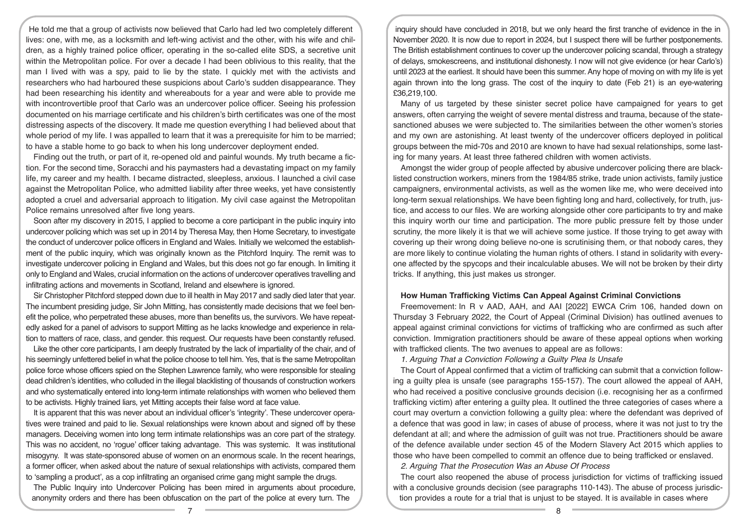He told me that a group of activists now believed that Carlo had led two completely different lives: one, with me, as a locksmith and left-wing activist and the other, with his wife and children, as a highly trained police officer, operating in the so-called elite SDS, a secretive unit within the Metropolitan police. For over a decade I had been oblivious to this reality, that the man I lived with was a spy, paid to lie by the state. I quickly met with the activists and researchers who had harboured these suspicions about Carlo's sudden disappearance. They had been researching his identity and whereabouts for a year and were able to provide me with incontrovertible proof that Carlo was an undercover police officer. Seeing his profession documented on his marriage certificate and his children's birth certificates was one of the most distressing aspects of the discovery. It made me question everything I had believed about that whole period of my life. I was appalled to learn that it was a prerequisite for him to be married; to have a stable home to go back to when his long undercover deployment ended.

Finding out the truth, or part of it, re-opened old and painful wounds. My truth became a fiction. For the second time, Soracchi and his paymasters had a devastating impact on my family life, my career and my health. I became distracted, sleepless, anxious. I launched a civil case against the Metropolitan Police, who admitted liability after three weeks, yet have consistently adopted a cruel and adversarial approach to litigation. My civil case against the Metropolitan Police remains unresolved after five long years.

Soon after my discovery in 2015, I applied to become a core participant in the public inquiry into undercover policing which was set up in 2014 by Theresa May, then Home Secretary, to investigate the conduct of undercover police officers in England and Wales. Initially we welcomed the establishment of the public inquiry, which was originally known as the Pitchford Inquiry. The remit was to investigate undercover policing in England and Wales, but this does not go far enough. In limiting it only to England and Wales, crucial information on the actions of undercover operatives travelling and infiltrating actions and movements in Scotland, Ireland and elsewhere is ignored.

Sir Christopher Pitchford stepped down due to ill health in May 2017 and sadly died later that year. The incumbent presiding judge, Sir John Mitting, has consistently made decisions that we feel benefit the police, who perpetrated these abuses, more than benefits us, the survivors. We have repeatedly asked for a panel of advisors to support Mitting as he lacks knowledge and experience in relation to matters of race, class, and gender. this request. Our requests have been constantly refused.

Like the other core participants, I am deeply frustrated by the lack of impartiality of the chair, and of his seemingly unfettered belief in what the police choose to tell him. Yes, that is the same Metropolitan police force whose officers spied on the Stephen Lawrence family, who were responsible for stealing dead children's identities, who colluded in the illegal blacklisting of thousands of construction workers and who systematically entered into long-term intimate relationships with women who believed them to be activists. Highly trained liars, yet Mitting accepts their false word at face value.

It is apparent that this was never about an individual officer's 'integrity'. These undercover operatives were trained and paid to lie. Sexual relationships were known about and signed off by these managers. Deceiving women into long term intimate relationships was an core part of the strategy. This was no accident, no 'rogue' officer taking advantage. This was systemic. It was institutional misogyny. It was state-sponsored abuse of women on an enormous scale. In the recent hearings, a former officer, when asked about the nature of sexual relationships with activists, compared them to 'sampling a product', as a cop infiltrating an organised crime gang might sample the drugs.

The Public Inquiry into Undercover Policing has been mired in arguments about procedure, anonymity orders and there has been obfuscation on the part of the police at every turn. The inquiry should have concluded in 2018, but we only heard the first tranche of evidence in the in November 2020. It is now due to report in 2024, but I suspect there will be further postponements. The British establishment continues to cover up the undercover policing scandal, through a strategy of delays, smokescreens, and institutional dishonesty. I now will not give evidence (or hear Carlo's) until 2023 at the earliest. It should have been this summer. Any hope of moving on with my life is yet again thrown into the long grass. The cost of the inquiry to date (Feb 21) is an eye-watering £36,219,100.

Many of us targeted by these sinister secret police have campaigned for years to get answers, often carrying the weight of severe mental distress and trauma, because of the state-sanctioned abuses we were subjected to. The similarities between the other women's stories and my own are astonishing. At least twenty of the undercover officers deployed in political groups between the mid-70s and 2010 are known to have had sexual relationships, some lasting for many years. At least three fathered children with women activists.

Amongst the wider group of people affected by abusive undercover policing there are blacklisted construction workers, miners from the 1984/85 strike, trade union activists, family justice campaigners, environmental activists, as well as the women like me, who were deceived into long-term sexual relationships. We have been fighting long and hard, collectively, for truth, justice, and access to our files. We are working alongside other core participants to try and make this inquiry worth our time and participation. The more public pressure felt by those under scrutiny, the more likely it is that we will achieve some justice. If those trying to get away with covering up their wrong doing believe no-one is scrutinising them, or that nobody cares, they are more likely to continue violating the human rights of others. I stand in solidarity with everyone affected by the spycops and their incalculable abuses. We will not be broken by their dirty tricks. If anything, this just makes us stronger.

**How Human Trafficking Victims Can Appeal Against Criminal Convictions**

Freemovement: In R v AAD, AAH, and AAI [2022] EWCA Crim 106, handed down on Thursday 3 February 2022, the Court of Appeal (Criminal Division) has outlined avenues to appeal against criminal convictions for victims of trafficking who are confirmed as such after conviction. Immigration practitioners should be aware of these appeal options when working with trafficked clients. The two avenues to appeal are as follows:

*1. Arguing That a Conviction Following a Guilty Plea Is Unsafe*

The Court of Appeal confirmed that a victim of trafficking can submit that a conviction following a guilty plea is unsafe (see paragraphs 155-157). The court allowed the appeal of AAH, who had received a positive conclusive grounds decision (i.e. recognising her as a confirmed trafficking victim) after entering a guilty plea. It outlined the three categories of cases where a court may overturn a conviction following a guilty plea: where the defendant was deprived of a defence that was good in law; in cases of abuse of process, where it was not just to try the defendant at all; and where the admission of guilt was not true. Practitioners should be aware of the defence available under section 45 of the Modern Slavery Act 2015 which applies to those who have been compelled to commit an offence due to being trafficked or enslaved.

*2. Arguing That the Prosecution Was an Abuse Of Process*

The court also reopened the abuse of process jurisdiction for victims of trafficking issued with a conclusive grounds decision (see paragraphs 110-143). The abuse of process jurisdiction provides a route for a trial that is unjust to be stayed. It is available in cases where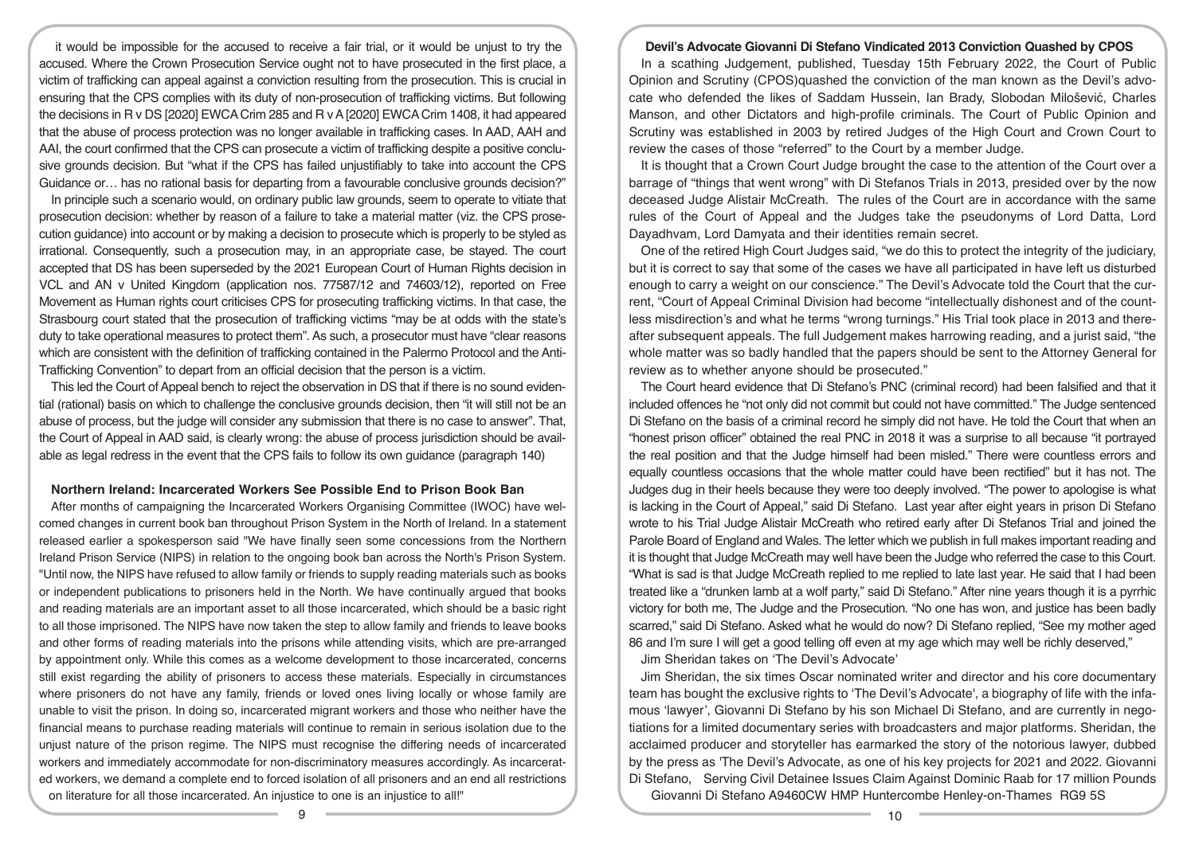it would be impossible for the accused to receive a fair trial, or it would be unjust to try the accused. Where the Crown Prosecution Service ought not to have prosecuted in the first place, a victim of trafficking can appeal against a conviction resulting from the prosecution. This is crucial in ensuring that the CPS complies with its duty of non-prosecution of trafficking victims. But following the decisions in R v DS [2020] EWCA Crim 285 and R v A [2020] EWCA Crim 1408, it had appeared that the abuse of process protection was no longer available in trafficking cases. In AAD, AAH and AAI, the court confirmed that the CPS can prosecute a victim of trafficking despite a positive conclusive grounds decision. But "what if the CPS has failed unjustifiably to take into account the CPS Guidance or… has no rational basis for departing from a favourable conclusive grounds decision?"

In principle such a scenario would, on ordinary public law grounds, seem to operate to vitiate that prosecution decision: whether by reason of a failure to take a material matter (viz. the CPS prosecution guidance) into account or by making a decision to prosecute which is properly to be styled as irrational. Consequently, such a prosecution may, in an appropriate case, be stayed. The court accepted that DS has been superseded by the 2021 European Court of Human Rights decision in VCL and AN v United Kingdom (application nos. 77587/12 and 74603/12), reported on Free Movement as Human rights court criticises CPS for prosecuting trafficking victims. In that case, the Strasbourg court stated that the prosecution of trafficking victims "may be at odds with the state's duty to take operational measures to protect them". As such, a prosecutor must have "clear reasons which are consistent with the definition of trafficking contained in the Palermo Protocol and the Anti-Trafficking Convention" to depart from an official decision that the person is a victim.

This led the Court of Appeal bench to reject the observation in DS that if there is no sound evidential (rational) basis on which to challenge the conclusive grounds decision, then "it will still not be an abuse of process, but the judge will consider any submission that there is no case to answer". That, the Court of Appeal in AAD said, is clearly wrong: the abuse of process jurisdiction should be available as legal redress in the event that the CPS fails to follow its own guidance (paragraph 140)

## Northern Ireland: Incarcerated Workers See Possible End to Prison Book Ban

After months of campaigning the Incarcerated Workers Organising Committee (IWOC) have welcomed changes in current book ban throughout Prison System in the North of Ireland. In a statement released earlier a spokesperson said "We have finally seen some concessions from the Northern Ireland Prison Service (NIPS) in relation to the ongoing book ban across the North's Prison System. "Until now, the NIPS have refused to allow family or friends to supply reading materials such as books or independent publications to prisoners held in the North. We have continually argued that books and reading materials are an important asset to all those incarcerated, which should be a basic right to all those imprisoned. The NIPS have now taken the step to allow family and friends to leave books and other forms of reading materials into the prisons while attending visits, which are pre-arranged by appointment only. While this comes as a welcome development to those incarcerated, concerns still exist regarding the ability of prisoners to access these materials. Especially in circumstances where prisoners do not have any family, friends or loved ones living locally or whose family are unable to visit the prison. In doing so, incarcerated migrant workers and those who neither have the financial means to purchase reading materials will continue to remain in serious isolation due to the unjust nature of the prison regime. The NIPS must recognise the differing needs of incarcerated workers and immediately accommodate for non-discriminatory measures accordingly. As incarcerated workers, we demand a complete end to forced isolation of all prisoners and an end all restrictions on literature for all those incarcerated. An injustice to one is an injustice to all!"

## Devil's Advocate Giovanni Di Stefano Vindicated 2013 Conviction Quashed by CPOS

In a scathing Judgement, published, Tuesday 15th February 2022, the Court of Public Opinion and Scrutiny (CPOS)quashed the conviction of the man known as the Devil's advocate who defended the likes of Saddam Hussein, Ian Brady, Slobodan Milošević, Charles Manson, and other Dictators and high-profile criminals. The Court of Public Opinion and Scrutiny was established in 2003 by retired Judges of the High Court and Crown Court to review the cases of those "referred" to the Court by a member Judge.

It is thought that a Crown Court Judge brought the case to the attention of the Court over a barrage of "things that went wrong" with Di Stefanos Trials in 2013, presided over by the now deceased Judge Alistair McCreath. The rules of the Court are in accordance with the same rules of the Court of Appeal and the Judges take the pseudonyms of Lord Datta, Lord Dayadhvam, Lord Damyata and their identities remain secret.

One of the retired High Court Judges said, "we do this to protect the integrity of the judiciary, but it is correct to say that some of the cases we have all participated in have left us disturbed enough to carry a weight on our conscience." The Devil's Advocate told the Court that the current, "Court of Appeal Criminal Division had become "intellectually dishonest and of the countless misdirection's and what he terms "wrong turnings." His Trial took place in 2013 and thereafter subsequent appeals. The full Judgement makes harrowing reading, and a jurist said, "the whole matter was so badly handled that the papers should be sent to the Attorney General for review as to whether anyone should be prosecuted."

The Court heard evidence that Di Stefano's PNC (criminal record) had been falsified and that it included offences he "not only did not commit but could not have committed." The Judge sentenced Di Stefano on the basis of a criminal record he simply did not have. He told the Court that when an "honest prison officer" obtained the real PNC in 2018 it was a surprise to all because "it portrayed the real position and that the Judge himself had been misled." There were countless errors and equally countless occasions that the whole matter could have been rectified" but it has not. The Judges dug in their heels because they were too deeply involved. "The power to apologise is what is lacking in the Court of Appeal," said Di Stefano. Last year after eight years in prison Di Stefano wrote to his Trial Judge Alistair McCreath who retired early after Di Stefanos Trial and joined the Parole Board of England and Wales. The letter which we publish in full makes important reading and it is thought that Judge McCreath may well have been the Judge who referred the case to this Court. "What is sad is that Judge McCreath replied to me replied to late last year. He said that I had been treated like a "drunken lamb at a wolf party," said Di Stefano." After nine years though it is a pyrrhic victory for both me, The Judge and the Prosecution. "No one has won, and justice has been badly scarred," said Di Stefano. Asked what he would do now? Di Stefano replied, "See my mother aged 86 and I'm sure I will get a good telling off even at my age which may well be richly deserved,"

Jim Sheridan takes on 'The Devil's Advocate'

Jim Sheridan, the six times Oscar nominated writer and director and his core documentary team has bought the exclusive rights to 'The Devil's Advocate', a biography of life with the infamous 'lawyer', Giovanni Di Stefano by his son Michael Di Stefano, and are currently in negotiations for a limited documentary series with broadcasters and major platforms. Sheridan, the acclaimed producer and storyteller has earmarked the story of the notorious lawyer, dubbed by the press as 'The Devil's Advocate, as one of his key projects for 2021 and 2022. Giovanni Di Stefano, Serving Civil Detainee Issues Claim Against Dominic Raab for 17 million Pounds

Giovanni Di Stefano A9460CW HMP Huntercombe Henley-on-Thames RG9 5S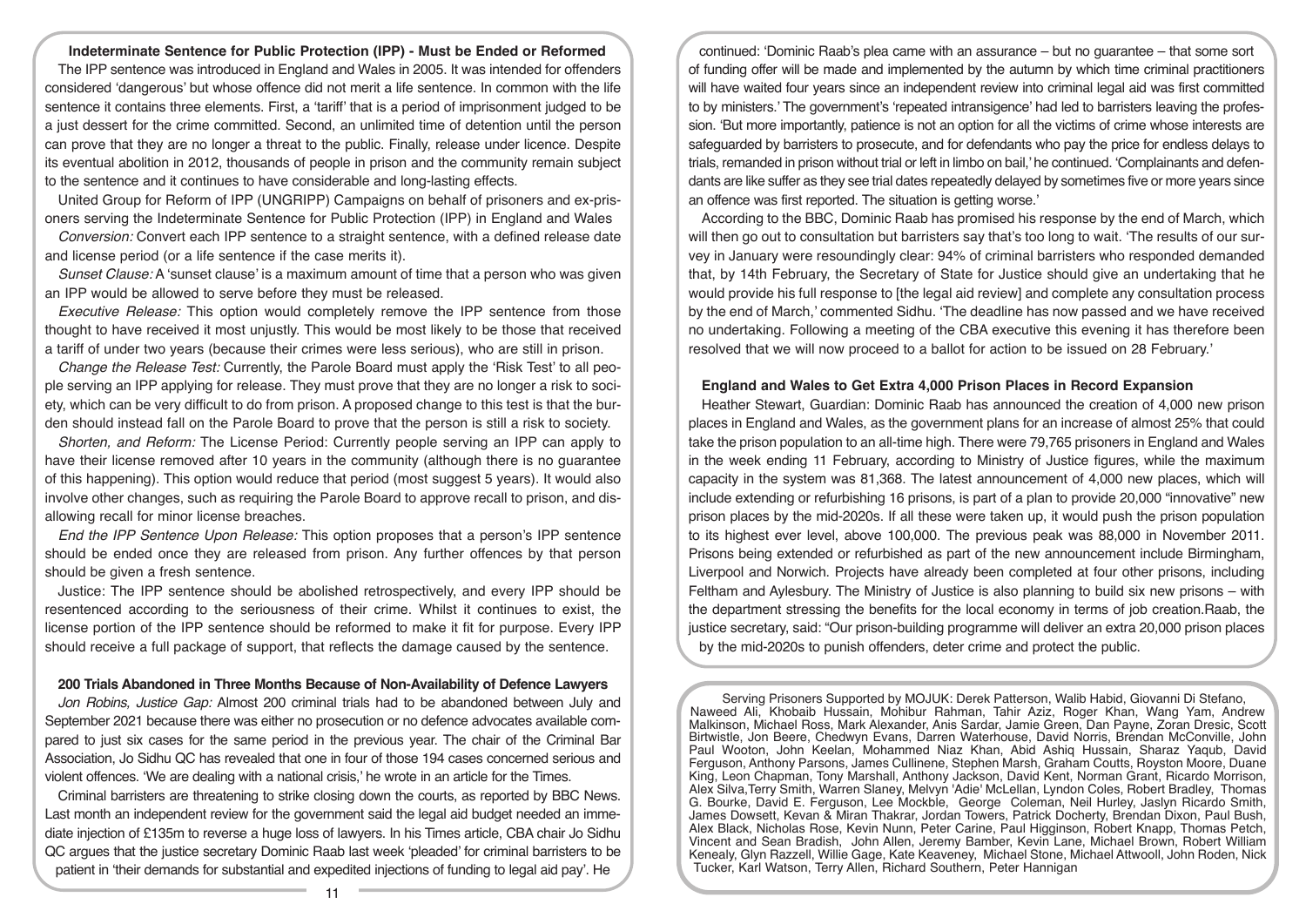## Indeterminate Sentence for Public Protection (IPP) - Must be Ended or Reformed

The IPP sentence was introduced in England and Wales in 2005. It was intended for offenders considered 'dangerous' but whose offence did not merit a life sentence. In common with the life sentence it contains three elements. First, a 'tariff' that is a period of imprisonment judged to be a just dessert for the crime committed. Second, an unlimited time of detention until the person can prove that they are no longer a threat to the public. Finally, release under licence. Despite its eventual abolition in 2012, thousands of people in prison and the community remain subject to the sentence and it continues to have considerable and long-lasting effects.

United Group for Reform of IPP (UNGRIPP) Campaigns on behalf of prisoners and ex-prisoners serving the Indeterminate Sentence for Public Protection (IPP) in England and Wales

*Conversion:* Convert each IPP sentence to a straight sentence, with a defined release date and license period (or a life sentence if the case merits it).

*Sunset Clause:* A 'sunset clause' is a maximum amount of time that a person who was given an IPP would be allowed to serve before they must be released.

*Executive Release:* This option would completely remove the IPP sentence from those thought to have received it most unjustly. This would be most likely to be those that received a tariff of under two years (because their crimes were less serious), who are still in prison.

*Change the Release Test:* Currently, the Parole Board must apply the 'Risk Test' to all people serving an IPP applying for release. They must prove that they are no longer a risk to society, which can be very difficult to do from prison. A proposed change to this test is that the burden should instead fall on the Parole Board to prove that the person is still a risk to society.

*Shorten, and Reform:* The License Period: Currently people serving an IPP can apply to have their license removed after 10 years in the community (although there is no guarantee of this happening). This option would reduce that period (most suggest 5 years). It would also involve other changes, such as requiring the Parole Board to approve recall to prison, and disallowing recall for minor license breaches.

*End the IPP Sentence Upon Release:* This option proposes that a person's IPP sentence should be ended once they are released from prison. Any further offences by that person should be given a fresh sentence.

Justice: The IPP sentence should be abolished retrospectively, and every IPP should be resentenced according to the seriousness of their crime. Whilst it continues to exist, the license portion of the IPP sentence should be reformed to make it fit for purpose. Every IPP should receive a full package of support, that reflects the damage caused by the sentence.

## 200 Trials Abandoned in Three Months Because of Non-Availability of Defence Lawyers

*Jon Robins, Justice Gap:* Almost 200 criminal trials had to be abandoned between July and September 2021 because there was either no prosecution or no defence advocates available compared to just six cases for the same period in the previous year. The chair of the Criminal Bar Association, Jo Sidhu QC has revealed that one in four of those 194 cases concerned serious and violent offences. 'We are dealing with a national crisis,' he wrote in an article for the Times.

Criminal barristers are threatening to strike closing down the courts, as reported by BBC News. Last month an independent review for the government said the legal aid budget needed an immediate injection of £135m to reverse a huge loss of lawyers. In his Times article, CBA chair Jo Sidhu QC argues that the justice secretary Dominic Raab last week 'pleaded' for criminal barristers to be patient in 'their demands for substantial and expedited injections of funding to legal aid pay'. He continued: 'Dominic Raab's plea came with an assurance – but no guarantee – that some sort of funding offer will be made and implemented by the autumn by which time criminal practitioners will have waited four years since an independent review into criminal legal aid was first committed to by ministers.' The government's 'repeated intransigence' had led to barristers leaving the profession. 'But more importantly, patience is not an option for all the victims of crime whose interests are safeguarded by barristers to prosecute, and for defendants who pay the price for endless delays to trials, remanded in prison without trial or left in limbo on bail,' he continued. 'Complainants and defendants are like suffer as they see trial dates repeatedly delayed by sometimes five or more years since an offence was first reported. The situation is getting worse.'

According to the BBC, Dominic Raab has promised his response by the end of March, which will then go out to consultation but barristers say that's too long to wait. 'The results of our survey in January were resoundingly clear: 94% of criminal barristers who responded demanded that, by 14th February, the Secretary of State for Justice should give an undertaking that he would provide his full response to [the legal aid review] and complete any consultation process by the end of March,' commented Sidhu. 'The deadline has now passed and we have received no undertaking. Following a meeting of the CBA executive this evening it has therefore been resolved that we will now proceed to a ballot for action to be issued on 28 February.'

## England and Wales to Get Extra 4,000 Prison Places in Record Expansion

Heather Stewart, Guardian: Dominic Raab has announced the creation of 4,000 new prison places in England and Wales, as the government plans for an increase of almost 25% that could take the prison population to an all-time high. There were 79,765 prisoners in England and Wales in the week ending 11 February, according to Ministry of Justice figures, while the maximum capacity in the system was 81,368. The latest announcement of 4,000 new places, which will include extending or refurbishing 16 prisons, is part of a plan to provide 20,000 "innovative" new prison places by the mid-2020s. If all these were taken up, it would push the prison population to its highest ever level, above 100,000. The previous peak was 88,000 in November 2011. Prisons being extended or refurbished as part of the new announcement include Birmingham, Liverpool and Norwich. Projects have already been completed at four other prisons, including Feltham and Aylesbury. The Ministry of Justice is also planning to build six new prisons – with the department stressing the benefits for the local economy in terms of job creation.Raab, the justice secretary, said: "Our prison-building programme will deliver an extra 20,000 prison places by the mid-2020s to punish offenders, deter crime and protect the public.

Serving Prisoners Supported by MOJUK: Derek Patterson, Walib Habid, Giovanni Di Stefano, Naweed Ali, Khobaib Hussain, Mohibur Rahman, Tahir Aziz, Roger Khan, Wang Yam, Andrew Malkinson, Michael Ross, Mark Alexander, Anis Sardar, Jamie Green, Dan Payne, Zoran Dresic, Scott Birtwistle, Jon Beere, Chedwyn Evans, Darren Waterhouse, David Norris, Brendan McConville, John Paul Wooton, John Keelan, Mohammed Niaz Khan, Abid Ashiq Hussain, Sharaz Yaqub, David Ferguson, Anthony Parsons, James Cullinene, Stephen Marsh, Graham Coutts, Royston Moore, Duane King, Leon Chapman, Tony Marshall, Anthony Jackson, David Kent, Norman Grant, Ricardo Morrison, Alex Silva,Terry Smith, Warren Slaney, Melvyn 'Adie' McLellan, Lyndon Coles, Robert Bradley, Thomas G. Bourke, David E. Ferguson, Lee Mockble, George Coleman, Neil Hurley, Jaslyn Ricardo Smith, James Dowsett, Kevan & Miran Thakrar, Jordan Towers, Patrick Docherty, Brendan Dixon, Paul Bush, Alex Black, Nicholas Rose, Kevin Nunn, Peter Carine, Paul Higginson, Robert Knapp, Thomas Petch, Vincent and Sean Bradish, John Allen, Jeremy Bamber, Kevin Lane, Michael Brown, Robert William Kenealy, Glyn Razzell, Willie Gage, Kate Keaveney, Michael Stone, Michael Attwooll, John Roden, Nick Tucker, Karl Watson, Terry Allen, Richard Southern, Peter Hannigan